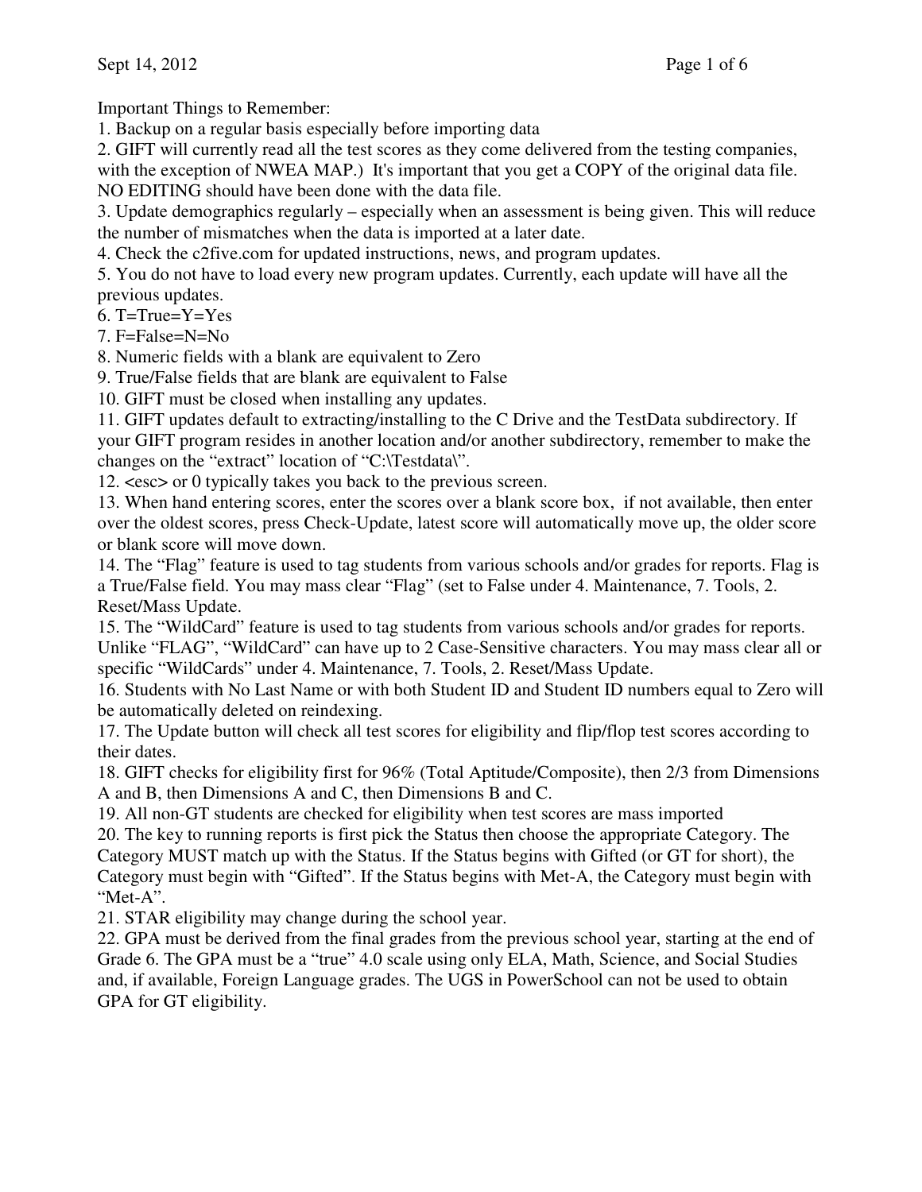Important Things to Remember:

1. Backup on a regular basis especially before importing data
2. GIFT will currently read all the test scores as they come delivered from the testing companies, with the exception of NWEA MAP.) It's important that you get a COPY of the original data file. NO EDITING should have been done with the data file.
3. Update demographics regularly – especially when an assessment is being given. This will reduce the number of mismatches when the data is imported at a later date.
4. Check the c2five.com for updated instructions, news, and program updates.
5. You do not have to load every new program updates. Currently, each update will have all the previous updates.
6. T=True=Y=Yes
7. F=False=N=No
8. Numeric fields with a blank are equivalent to Zero
9. True/False fields that are blank are equivalent to False
10. GIFT must be closed when installing any updates.
11. GIFT updates default to extracting/installing to the C Drive and the TestData subdirectory. If your GIFT program resides in another location and/or another subdirectory, remember to make the changes on the "extract" location of "C:\Testdata\".
12. <esc> or 0 typically takes you back to the previous screen.
13. When hand entering scores, enter the scores over a blank score box, if not available, then enter over the oldest scores, press Check-Update, latest score will automatically move up, the older score or blank score will move down.
14. The "Flag" feature is used to tag students from various schools and/or grades for reports. Flag is a True/False field. You may mass clear "Flag" (set to False under 4. Maintenance, 7. Tools, 2. Reset/Mass Update.
15. The "WildCard" feature is used to tag students from various schools and/or grades for reports. Unlike "FLAG", "WildCard" can have up to 2 Case-Sensitive characters. You may mass clear all or specific "WildCards" under 4. Maintenance, 7. Tools, 2. Reset/Mass Update.
16. Students with No Last Name or with both Student ID and Student ID numbers equal to Zero will be automatically deleted on reindexing.
17. The Update button will check all test scores for eligibility and flip/flop test scores according to their dates.
18. GIFT checks for eligibility first for 96% (Total Aptitude/Composite), then 2/3 from Dimensions A and B, then Dimensions A and C, then Dimensions B and C.
19. All non-GT students are checked for eligibility when test scores are mass imported
20. The key to running reports is first pick the Status then choose the appropriate Category. The Category MUST match up with the Status. If the Status begins with Gifted (or GT for short), the Category must begin with "Gifted". If the Status begins with Met-A, the Category must begin with "Met-A".
21. STAR eligibility may change during the school year.
22. GPA must be derived from the final grades from the previous school year, starting at the end of Grade 6. The GPA must be a "true" 4.0 scale using only ELA, Math, Science, and Social Studies and, if available, Foreign Language grades. The UGS in PowerSchool can not be used to obtain GPA for GT eligibility.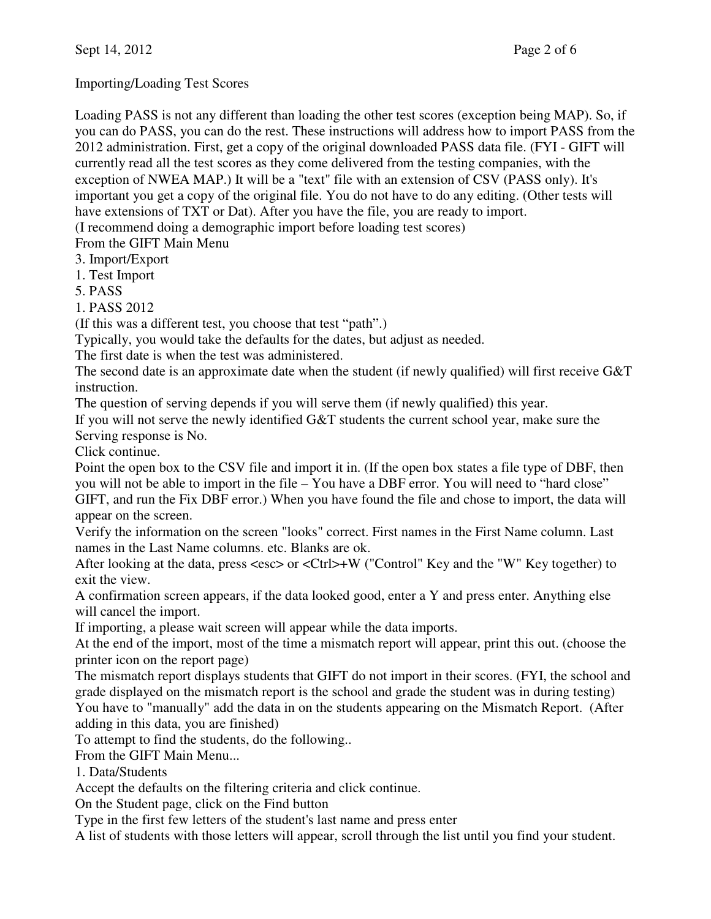## Importing/Loading Test Scores

Loading PASS is not any different than loading the other test scores (exception being MAP). So, if you can do PASS, you can do the rest. These instructions will address how to import PASS from the 2012 administration. First, get a copy of the original downloaded PASS data file. (FYI - GIFT will currently read all the test scores as they come delivered from the testing companies, with the exception of NWEA MAP.) It will be a "text" file with an extension of CSV (PASS only). It's important you get a copy of the original file. You do not have to do any editing. (Other tests will have extensions of TXT or Dat). After you have the file, you are ready to import.

(I recommend doing a demographic import before loading test scores)

From the GIFT Main Menu

3. Import/Export
1. Test Import
5. PASS
1. PASS 2012

(If this was a different test, you choose that test "path".)

Typically, you would take the defaults for the dates, but adjust as needed.

The first date is when the test was administered.

The second date is an approximate date when the student (if newly qualified) will first receive G&T instruction.

The question of serving depends if you will serve them (if newly qualified) this year.

If you will not serve the newly identified G&T students the current school year, make sure the Serving response is No.

Click continue.

Point the open box to the CSV file and import it in. (If the open box states a file type of DBF, then you will not be able to import in the file – You have a DBF error. You will need to "hard close" GIFT, and run the Fix DBF error.) When you have found the file and chose to import, the data will appear on the screen.

Verify the information on the screen "looks" correct. First names in the First Name column. Last names in the Last Name columns. etc. Blanks are ok.

After looking at the data, press <esc> or <Ctrl>+W ("Control" Key and the "W" Key together) to exit the view.

A confirmation screen appears, if the data looked good, enter a Y and press enter. Anything else will cancel the import.

If importing, a please wait screen will appear while the data imports.

At the end of the import, most of the time a mismatch report will appear, print this out. (choose the printer icon on the report page)

The mismatch report displays students that GIFT do not import in their scores. (FYI, the school and grade displayed on the mismatch report is the school and grade the student was in during testing)

You have to "manually" add the data in on the students appearing on the Mismatch Report. (After adding in this data, you are finished)

To attempt to find the students, do the following..

From the GIFT Main Menu...

1. Data/Students

Accept the defaults on the filtering criteria and click continue.

On the Student page, click on the Find button

Type in the first few letters of the student's last name and press enter

A list of students with those letters will appear, scroll through the list until you find your student.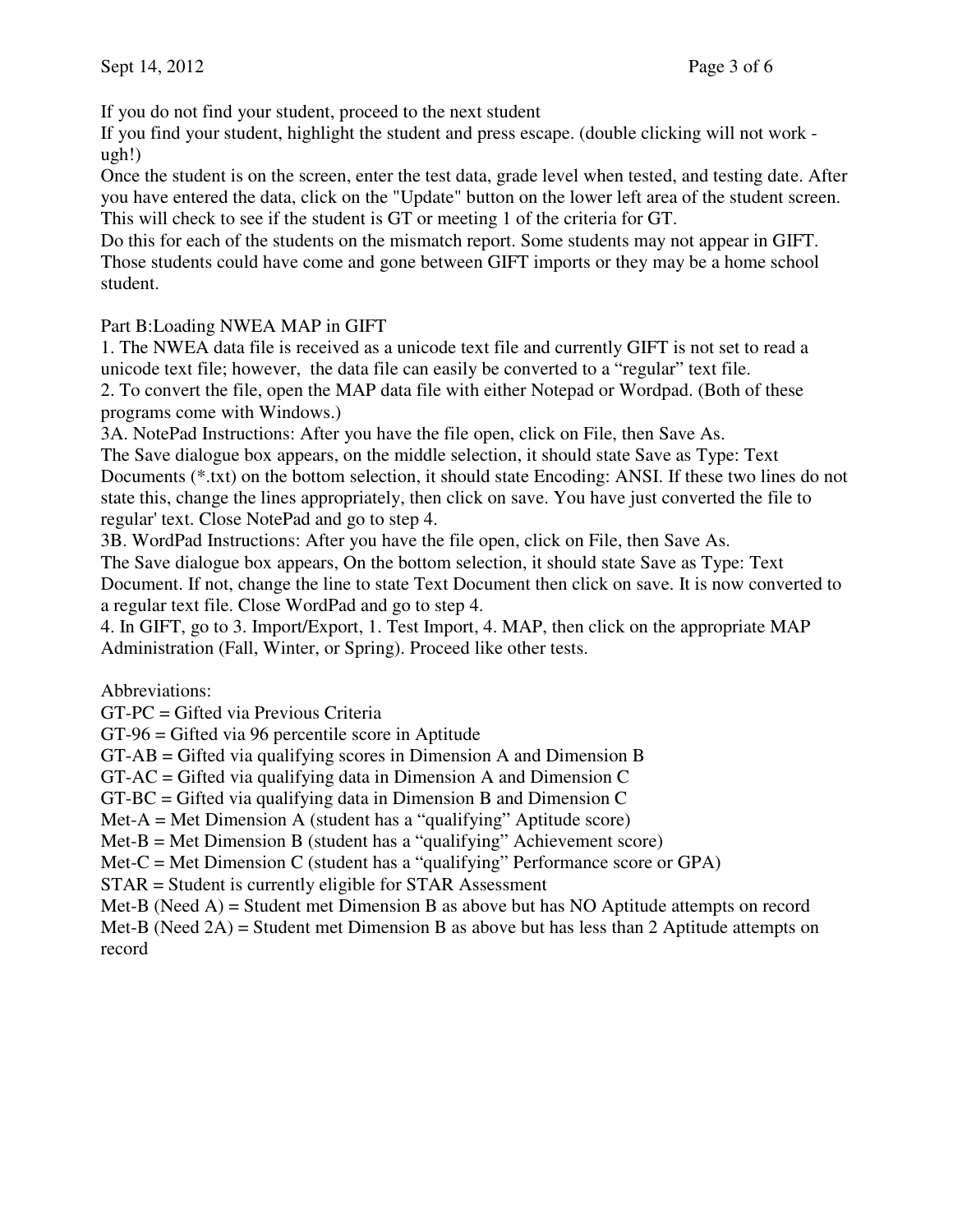If you do not find your student, proceed to the next student

If you find your student, highlight the student and press escape. (double clicking will not work - ugh!)

Once the student is on the screen, enter the test data, grade level when tested, and testing date. After you have entered the data, click on the "Update" button on the lower left area of the student screen. This will check to see if the student is GT or meeting 1 of the criteria for GT.

Do this for each of the students on the mismatch report. Some students may not appear in GIFT. Those students could have come and gone between GIFT imports or they may be a home school student.

Part B:Loading NWEA MAP in GIFT

1. The NWEA data file is received as a unicode text file and currently GIFT is not set to read a unicode text file; however, the data file can easily be converted to a “regular” text file.
2. To convert the file, open the MAP data file with either Notepad or Wordpad. (Both of these programs come with Windows.)

3A. NotePad Instructions: After you have the file open, click on File, then Save As.
The Save dialogue box appears, on the middle selection, it should state Save as Type: Text Documents (*.txt) on the bottom selection, it should state Encoding: ANSI. If these two lines do not state this, change the lines appropriately, then click on save. You have just converted the file to regular' text. Close NotePad and go to step 4.

3B. WordPad Instructions: After you have the file open, click on File, then Save As.
The Save dialogue box appears, On the bottom selection, it should state Save as Type: Text Document. If not, change the line to state Text Document then click on save. It is now converted to a regular text file. Close WordPad and go to step 4.

4. In GIFT, go to 3. Import/Export, 1. Test Import, 4. MAP, then click on the appropriate MAP Administration (Fall, Winter, or Spring). Proceed like other tests.

Abbreviations:

GT-PC = Gifted via Previous Criteria

GT-96 = Gifted via 96 percentile score in Aptitude

GT-AB = Gifted via qualifying scores in Dimension A and Dimension B

GT-AC = Gifted via qualifying data in Dimension A and Dimension C

GT-BC = Gifted via qualifying data in Dimension B and Dimension C

Met-A = Met Dimension A (student has a “qualifying” Aptitude score)

Met-B = Met Dimension B (student has a “qualifying” Achievement score)

Met-C = Met Dimension C (student has a “qualifying” Performance score or GPA)

STAR = Student is currently eligible for STAR Assessment

Met-B (Need A) = Student met Dimension B as above but has NO Aptitude attempts on record

Met-B (Need 2A) = Student met Dimension B as above but has less than 2 Aptitude attempts on record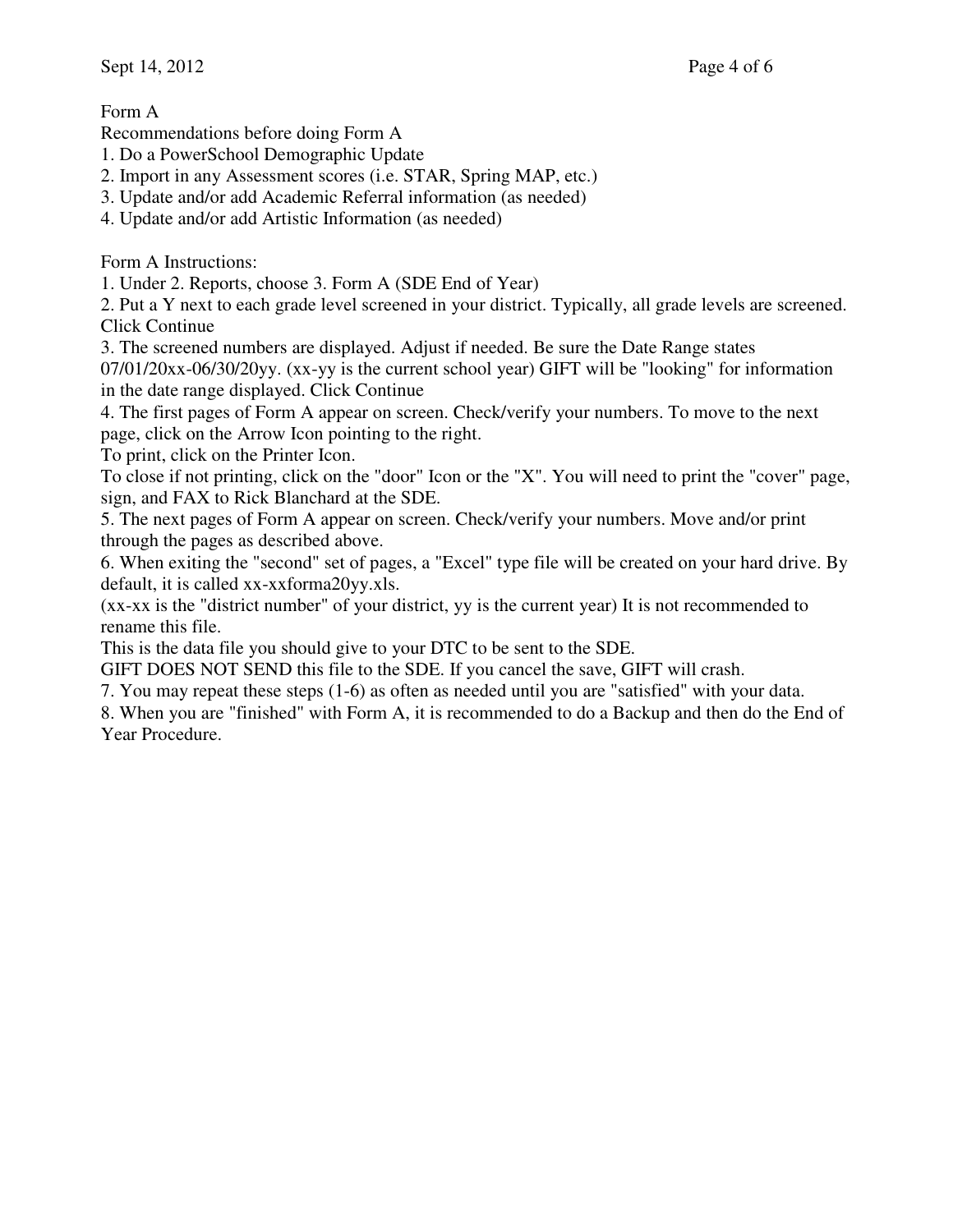# Form A

Recommendations before doing Form A

1. Do a PowerSchool Demographic Update
2. Import in any Assessment scores (i.e. STAR, Spring MAP, etc.)
3. Update and/or add Academic Referral information (as needed)
4. Update and/or add Artistic Information (as needed)

Form A Instructions:

1. Under 2. Reports, choose 3. Form A (SDE End of Year)
2. Put a Y next to each grade level screened in your district. Typically, all grade levels are screened. Click Continue
3. The screened numbers are displayed. Adjust if needed. Be sure the Date Range states 07/01/20xx-06/30/20yy. (xx-yy is the current school year) GIFT will be "looking" for information in the date range displayed. Click Continue
4. The first pages of Form A appear on screen. Check/verify your numbers. To move to the next page, click on the Arrow Icon pointing to the right.
   To print, click on the Printer Icon.
   To close if not printing, click on the "door" Icon or the "X". You will need to print the "cover" page, sign, and FAX to Rick Blanchard at the SDE.
5. The next pages of Form A appear on screen. Check/verify your numbers. Move and/or print through the pages as described above.
6. When exiting the "second" set of pages, a "Excel" type file will be created on your hard drive. By default, it is called xx-xxforma20yy.xls.
   (xx-xx is the "district number" of your district, yy is the current year) It is not recommended to rename this file.
   This is the data file you should give to your DTC to be sent to the SDE.
   GIFT DOES NOT SEND this file to the SDE. If you cancel the save, GIFT will crash.
7. You may repeat these steps (1-6) as often as needed until you are "satisfied" with your data.
8. When you are "finished" with Form A, it is recommended to do a Backup and then do the End of Year Procedure.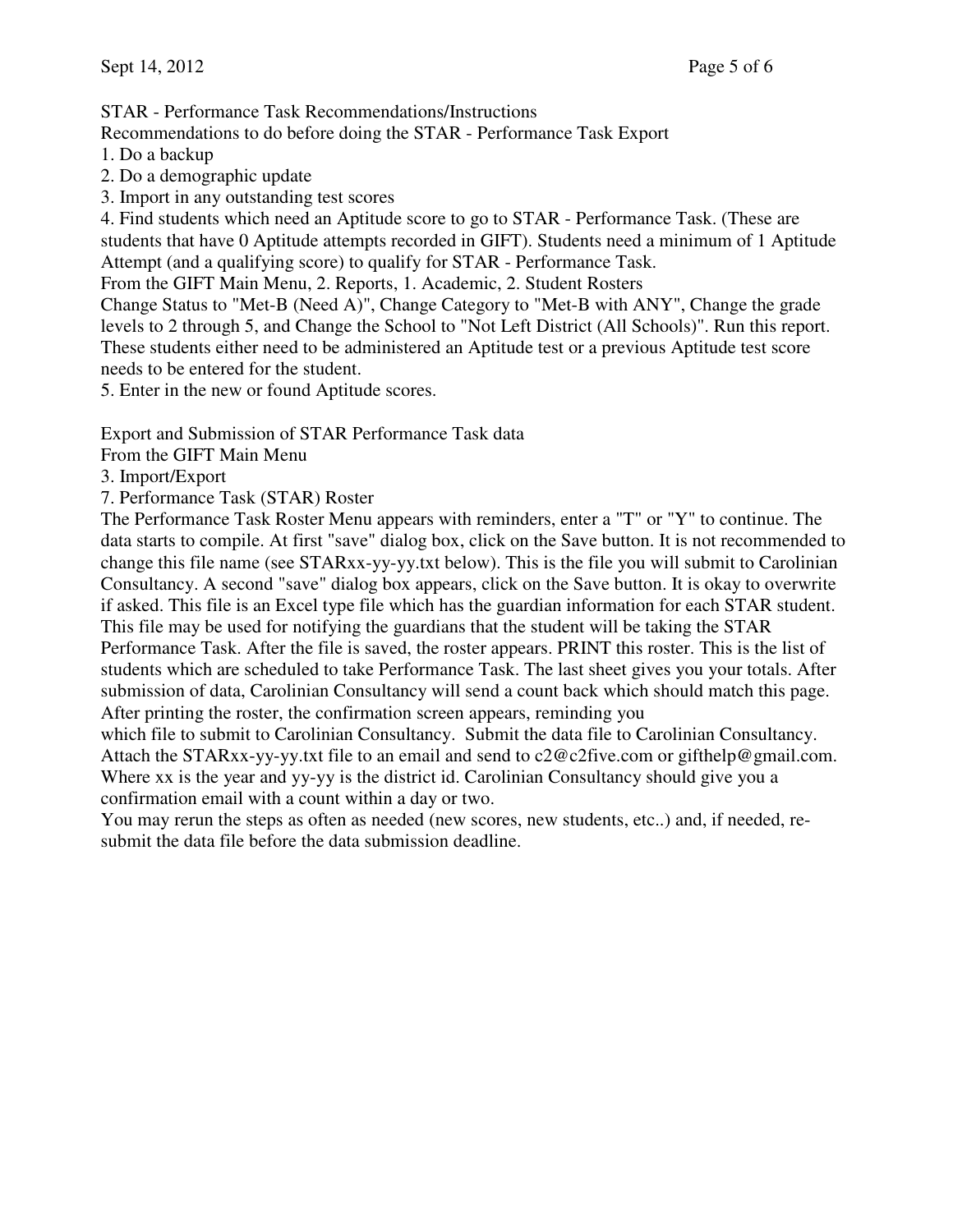STAR - Performance Task Recommendations/Instructions

Recommendations to do before doing the STAR - Performance Task Export

1. Do a backup
2. Do a demographic update
3. Import in any outstanding test scores
4. Find students which need an Aptitude score to go to STAR - Performance Task. (These are students that have 0 Aptitude attempts recorded in GIFT). Students need a minimum of 1 Aptitude Attempt (and a qualifying score) to qualify for STAR - Performance Task.
   From the GIFT Main Menu, 2. Reports, 1. Academic, 2. Student Rosters
   Change Status to "Met-B (Need A)", Change Category to "Met-B with ANY", Change the grade levels to 2 through 5, and Change the School to "Not Left District (All Schools)". Run this report. These students either need to be administered an Aptitude test or a previous Aptitude test score needs to be entered for the student.
5. Enter in the new or found Aptitude scores.

Export and Submission of STAR Performance Task data

From the GIFT Main Menu

3. Import/Export

7. Performance Task (STAR) Roster

The Performance Task Roster Menu appears with reminders, enter a "T" or "Y" to continue. The data starts to compile. At first "save" dialog box, click on the Save button. It is not recommended to change this file name (see STARxx-yy-yy.txt below). This is the file you will submit to Carolinian Consultancy. A second "save" dialog box appears, click on the Save button. It is okay to overwrite if asked. This file is an Excel type file which has the guardian information for each STAR student. This file may be used for notifying the guardians that the student will be taking the STAR Performance Task. After the file is saved, the roster appears. PRINT this roster. This is the list of students which are scheduled to take Performance Task. The last sheet gives you your totals. After submission of data, Carolinian Consultancy will send a count back which should match this page. After printing the roster, the confirmation screen appears, reminding you which file to submit to Carolinian Consultancy. Submit the data file to Carolinian Consultancy. Attach the STARxx-yy-yy.txt file to an email and send to c2@c2five.com or gifthelp@gmail.com. Where xx is the year and yy-yy is the district id. Carolinian Consultancy should give you a confirmation email with a count within a day or two.

You may rerun the steps as often as needed (new scores, new students, etc..) and, if needed, re-submit the data file before the data submission deadline.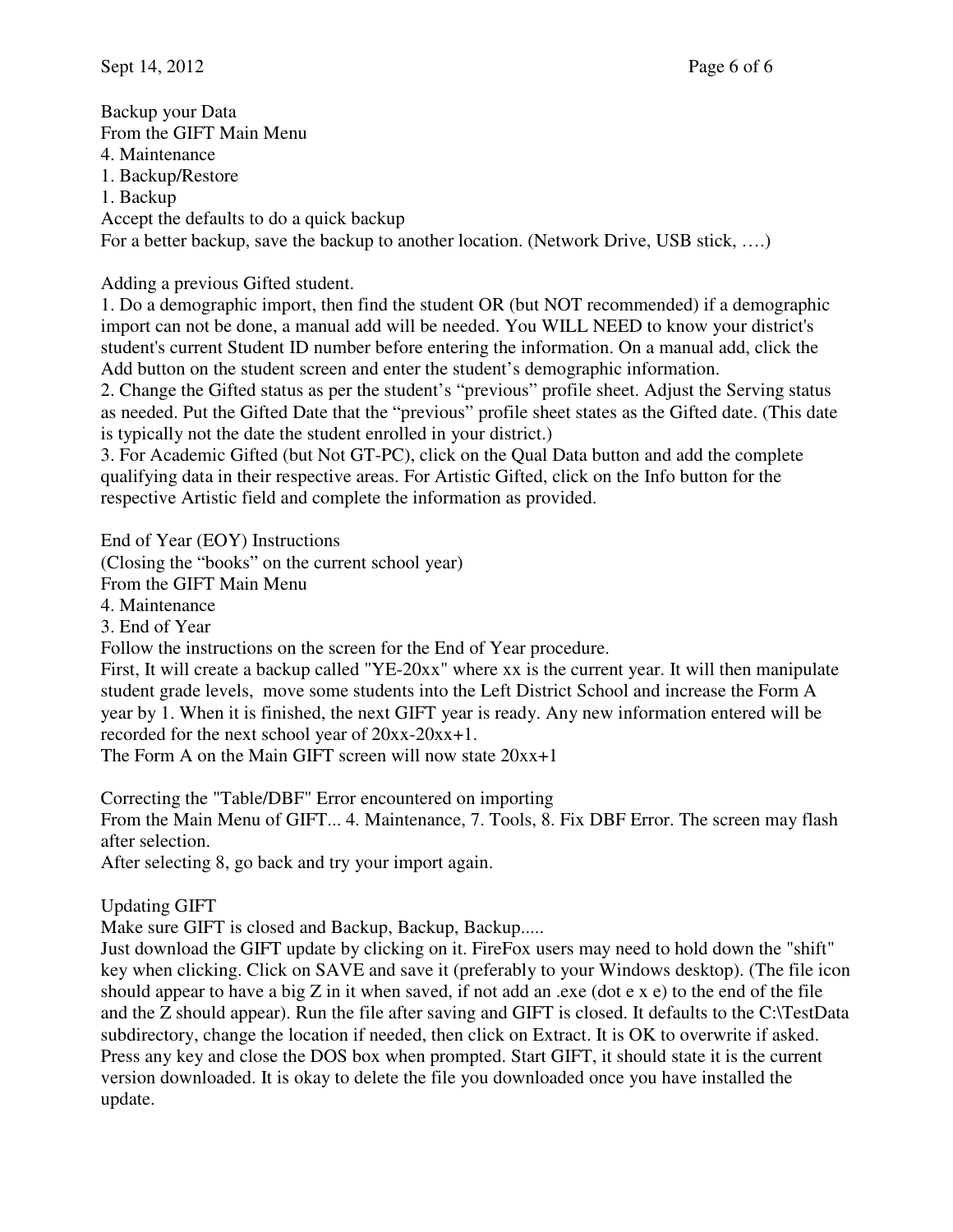## Backup your Data

From the GIFT Main Menu
4. Maintenance
1. Backup/Restore
1. Backup

Accept the defaults to do a quick backup
For a better backup, save the backup to another location. (Network Drive, USB stick, ….)

## Adding a previous Gifted student.

1. Do a demographic import, then find the student OR (but NOT recommended) if a demographic import can not be done, a manual add will be needed. You WILL NEED to know your district's student's current Student ID number before entering the information. On a manual add, click the Add button on the student screen and enter the student's demographic information.
2. Change the Gifted status as per the student's "previous" profile sheet. Adjust the Serving status as needed. Put the Gifted Date that the "previous" profile sheet states as the Gifted date. (This date is typically not the date the student enrolled in your district.)
3. For Academic Gifted (but Not GT-PC), click on the Qual Data button and add the complete qualifying data in their respective areas. For Artistic Gifted, click on the Info button for the respective Artistic field and complete the information as provided.

## End of Year (EOY) Instructions

(Closing the "books" on the current school year)
From the GIFT Main Menu
4. Maintenance
3. End of Year

Follow the instructions on the screen for the End of Year procedure.
First, It will create a backup called "YE-20xx" where xx is the current year. It will then manipulate student grade levels, move some students into the Left District School and increase the Form A year by 1. When it is finished, the next GIFT year is ready. Any new information entered will be recorded for the next school year of 20xx-20xx+1.
The Form A on the Main GIFT screen will now state 20xx+1

## Correcting the "Table/DBF" Error encountered on importing

From the Main Menu of GIFT... 4. Maintenance, 7. Tools, 8. Fix DBF Error. The screen may flash after selection.
After selecting 8, go back and try your import again.

## Updating GIFT

Make sure GIFT is closed and Backup, Backup, Backup.....
Just download the GIFT update by clicking on it. FireFox users may need to hold down the "shift" key when clicking. Click on SAVE and save it (preferably to your Windows desktop). (The file icon should appear to have a big Z in it when saved, if not add an .exe (dot e x e) to the end of the file and the Z should appear). Run the file after saving and GIFT is closed. It defaults to the C:\TestData subdirectory, change the location if needed, then click on Extract. It is OK to overwrite if asked. Press any key and close the DOS box when prompted. Start GIFT, it should state it is the current version downloaded. It is okay to delete the file you downloaded once you have installed the update.